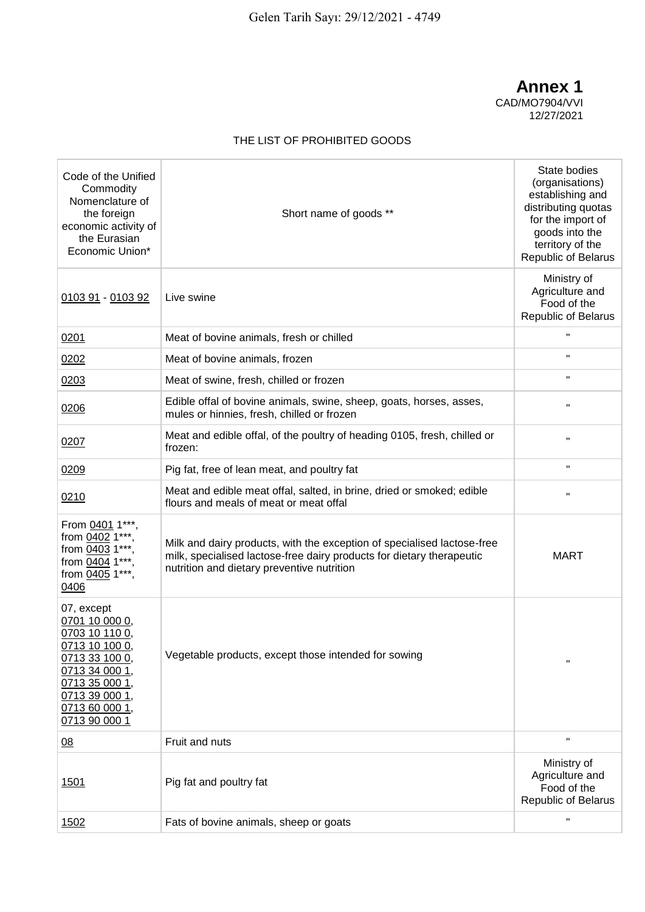Gelen Tarih Sayı: 29/12/2021 - 4749

# Annex 1

CAD/MO7904/VVI
12/27/2021

THE LIST OF PROHIBITED GOODS

| Code of the Unified Commodity Nomenclature of the foreign economic activity of the Eurasian Economic Union* | Short name of goods ** | State bodies (organisations) establishing and distributing quotas for the import of goods into the territory of the Republic of Belarus |
|---|---|---|
| 0103 91 - 0103 92 | Live swine | Ministry of Agriculture and Food of the Republic of Belarus |
| 0201 | Meat of bovine animals, fresh or chilled | " |
| 0202 | Meat of bovine animals, frozen | " |
| 0203 | Meat of swine, fresh, chilled or frozen | " |
| 0206 | Edible offal of bovine animals, swine, sheep, goats, horses, asses, mules or hinnies, fresh, chilled or frozen | " |
| 0207 | Meat and edible offal, of the poultry of heading 0105, fresh, chilled or frozen: | " |
| 0209 | Pig fat, free of lean meat, and poultry fat | " |
| 0210 | Meat and edible meat offal, salted, in brine, dried or smoked; edible flours and meals of meat or meat offal | " |
| From 0401 1***, from 0402 1***, from 0403 1***, from 0404 1***, from 0405 1***, 0406 | Milk and dairy products, with the exception of specialised lactose-free milk, specialised lactose-free dairy products for dietary therapeutic nutrition and dietary preventive nutrition | MART |
| 07, except 0701 10 000 0, 0703 10 110 0, 0713 10 100 0, 0713 33 100 0, 0713 34 000 1, 0713 35 000 1, 0713 39 000 1, 0713 60 000 1, 0713 90 000 1 | Vegetable products, except those intended for sowing | " |
| 08 | Fruit and nuts | " |
| 1501 | Pig fat and poultry fat | Ministry of Agriculture and Food of the Republic of Belarus |
| 1502 | Fats of bovine animals, sheep or goats | " |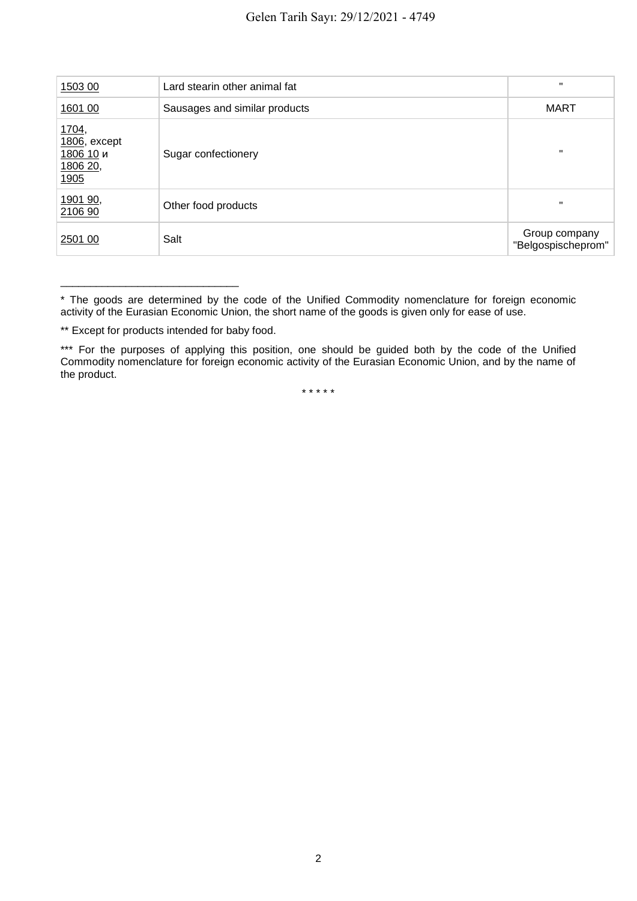| | | |
|---|---|---|
| 1503 00 | Lard stearin other animal fat | " |
| 1601 00 | Sausages and similar products | MART |
| 1704, 1806, except 1806 10 и 1806 20, 1905 | Sugar confectionery | " |
| 1901 90, 2106 90 | Other food products | " |
| 2501 00 | Salt | Group company "Belgospischeprom" |

______________________________

* The goods are determined by the code of the Unified Commodity nomenclature for foreign economic activity of the Eurasian Economic Union, the short name of the goods is given only for ease of use.

** Except for products intended for baby food.

*** For the purposes of applying this position, one should be guided both by the code of the Unified Commodity nomenclature for foreign economic activity of the Eurasian Economic Union, and by the name of the product.

\* \* \* \* \*